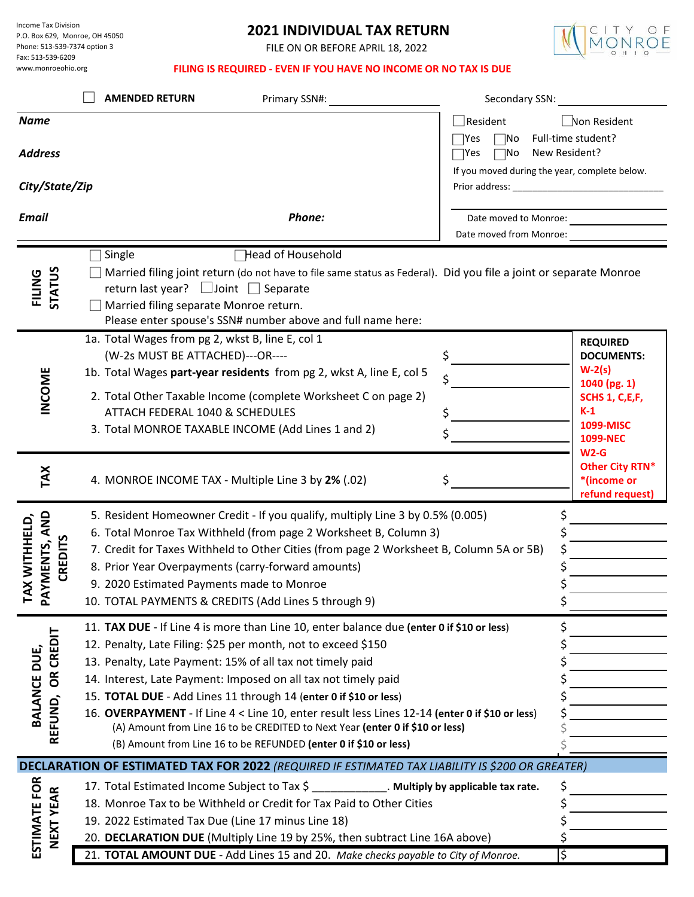Income Tax Division
P.O. Box 629, Monroe, OH 45050
Phone: 513-539-7374 option 3
Fax: 513-539-6209
www.monroeohio.org

# 2021 INDIVIDUAL TAX RETURN

FILE ON OR BEFORE APRIL 18, 2022

CITY OF MONROE OHIO

**FILING IS REQUIRED - EVEN IF YOU HAVE NO INCOME OR NO TAX IS DUE**

☐ **AMENDED RETURN** Primary SSN#: ____________ Secondary SSN: ____________

| | |
|---|---|
| ***Name*** | ☐ Resident ☐ Non Resident |
| | ☐ Yes ☐ No Full-time student? |
| ***Address*** | ☐ Yes ☐ No New Resident? |
| | If you moved during the year, complete below. |
| ***City/State/Zip*** | Prior address: ____________ |
| ***Email*** ***Phone:*** | Date moved to Monroe: ____________ |
| | Date moved from Monroe: ____________ |

## FILING STATUS

☐ Single ☐ Head of Household

☐ Married filing joint return (do not have to file same status as Federal). Did you file a joint or separate Monroe return last year? ☐ Joint ☐ Separate

☐ Married filing separate Monroe return.
Please enter spouse's SSN# number above and full name here:

## INCOME

| | | |
|---|---|---|
| 1a. Total Wages from pg 2, wkst B, line E, col 1 (W-2s MUST BE ATTACHED)---OR---- | $ | **REQUIRED DOCUMENTS:** **W-2(s)** **1040 (pg. 1)** **SCHS 1, C,E,F, K-1** **1099-MISC** **1099-NEC** **W2-G** **Other City RTN*** ***(income or refund request)** |
| 1b. Total Wages **part-year residents** from pg 2, wkst A, line E, col 5 | $ | |
| 2. Total Other Taxable Income (complete Worksheet C on page 2) ATTACH FEDERAL 1040 & SCHEDULES | $ | |
| 3. Total MONROE TAXABLE INCOME (Add Lines 1 and 2) | $ | |

## TAX

| | |
|---|---|
| 4. MONROE INCOME TAX - Multiple Line 3 by **2%** (.02) | $ |

## TAX WITHHELD, PAYMENTS, AND CREDITS

| | |
|---|---|
| 5. Resident Homeowner Credit - If you qualify, multiply Line 3 by 0.5% (0.005) | $ |
| 6. Total Monroe Tax Withheld (from page 2 Worksheet B, Column 3) | $ |
| 7. Credit for Taxes Withheld to Other Cities (from page 2 Worksheet B, Column 5A or 5B) | $ |
| 8. Prior Year Overpayments (carry-forward amounts) | $ |
| 9. 2020 Estimated Payments made to Monroe | $ |
| 10. TOTAL PAYMENTS & CREDITS (Add Lines 5 through 9) | $ |

## BALANCE DUE, REFUND, OR CREDIT

| | |
|---|---|
| 11. **TAX DUE** - If Line 4 is more than Line 10, enter balance due **(enter 0 if $10 or less)** | $ |
| 12. Penalty, Late Filing: $25 per month, not to exceed $150 | $ |
| 13. Penalty, Late Payment: 15% of all tax not timely paid | $ |
| 14. Interest, Late Payment: Imposed on all tax not timely paid | $ |
| 15. **TOTAL DUE** - Add Lines 11 through 14 **(enter 0 if $10 or less)** | $ |
| 16. **OVERPAYMENT** - If Line 4 < Line 10, enter result less Lines 12-14 **(enter 0 if $10 or less)** | $ |
| (A) Amount from Line 16 to be CREDITED to Next Year **(enter 0 if $10 or less)** | $ |
| (B) Amount from Line 16 to be REFUNDED **(enter 0 if $10 or less)** | $ |

## DECLARATION OF ESTIMATED TAX FOR 2022 *(REQUIRED IF ESTIMATED TAX LIABILITY IS $200 OR GREATER)*

### ESTIMATE FOR NEXT YEAR

| | |
|---|---|
| 17. Total Estimated Income Subject to Tax $ ____________. **Multiply by applicable tax rate.** | $ |
| 18. Monroe Tax to be Withheld or Credit for Tax Paid to Other Cities | $ |
| 19. 2022 Estimated Tax Due (Line 17 minus Line 18) | $ |
| 20. **DECLARATION DUE** (Multiply Line 19 by 25%, then subtract Line 16A above) | $ |
| 21. **TOTAL AMOUNT DUE** - Add Lines 15 and 20. *Make checks payable to City of Monroe.* | $ |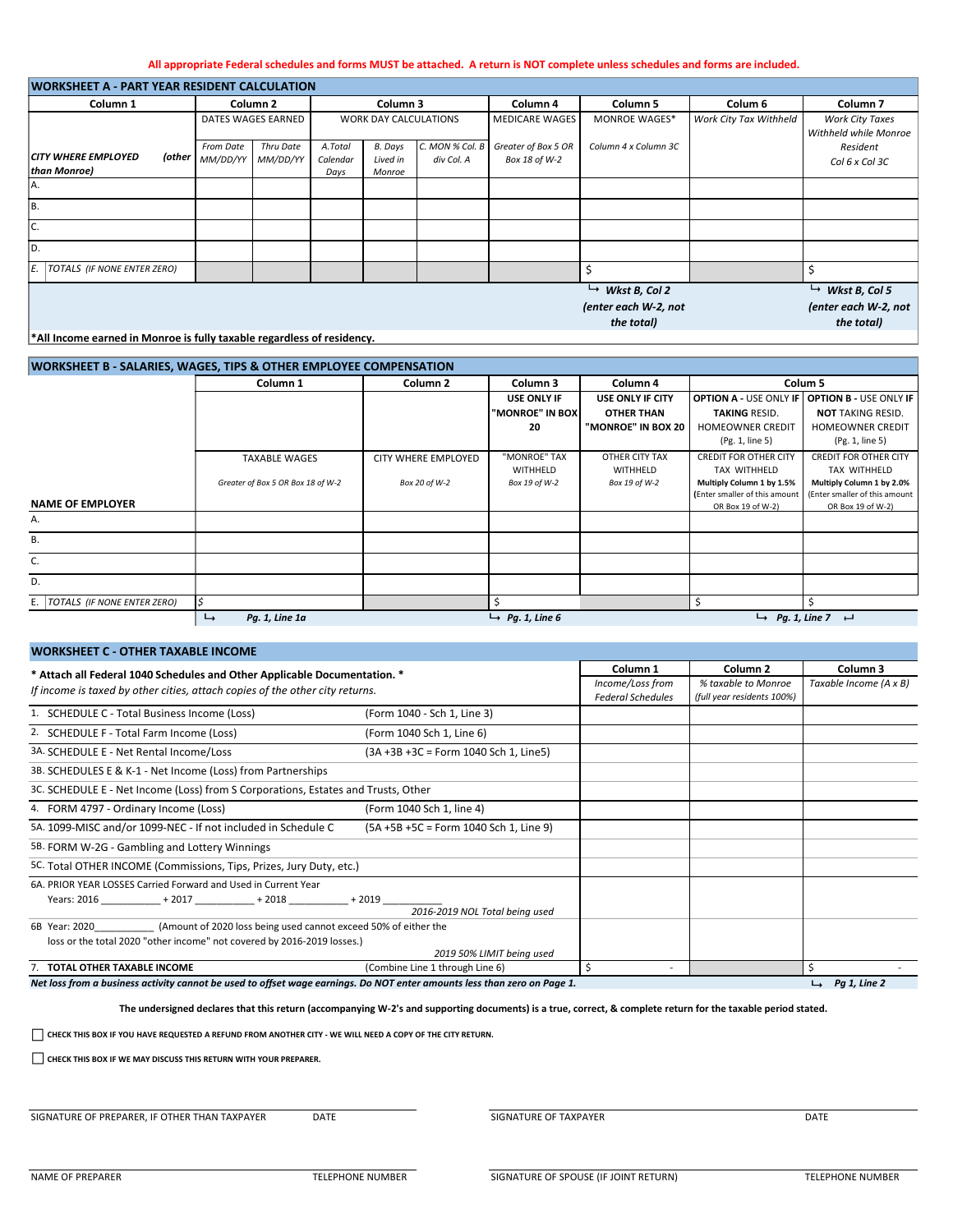**All appropriate Federal schedules and forms MUST be attached. A return is NOT complete unless schedules and forms are included.**

## WORKSHEET A - PART YEAR RESIDENT CALCULATION

| Column 1 | Column 2 | | Column 3 | | | Column 4 | Column 5 | Colum 6 | Column 7 |
|---|---|---|---|---|---|---|---|---|---|
| | DATES WAGES EARNED | | WORK DAY CALCULATIONS | | | MEDICARE WAGES | MONROE WAGES* | *Work City Tax Withheld* | *Work City Taxes Withheld while Monroe Resident* |
| ***CITY WHERE EMPLOYED (other than Monroe)*** | *From Date MM/DD/YY* | *Thru Date MM/DD/YY* | *A.Total Calendar Days* | *B. Days Lived in Monroe* | *C. MON % Col. B div Col. A* | *Greater of Box 5 OR Box 18 of W-2* | *Column 4 x Column 3C* | | *Col 6 x Col 3C* |
| A. | | | | | | | | | |
| B. | | | | | | | | | |
| C. | | | | | | | | | |
| D. | | | | | | | | | |
| E. *TOTALS (IF NONE ENTER ZERO)* | | | | | | | $ | | $ |
| | | | | | | | ↳ ***Wkst B, Col 2 (enter each W-2, not the total)*** | | ↳ ***Wkst B, Col 5 (enter each W-2, not the total)*** |

**\*All Income earned in Monroe is fully taxable regardless of residency.**

## WORKSHEET B - SALARIES, WAGES, TIPS & OTHER EMPLOYEE COMPENSATION

| | Column 1 | Column 2 | Column 3 | Column 4 | Colum 5 | |
|---|---|---|---|---|---|---|
| | | | **USE ONLY IF "MONROE" IN BOX 20** | **USE ONLY IF CITY OTHER THAN "MONROE" IN BOX 20** | **OPTION A** - USE ONLY IF **TAKING** RESID. HOMEOWNER CREDIT (Pg. 1, line 5) | **OPTION B** - USE ONLY IF **NOT** TAKING RESID. HOMEOWNER CREDIT (Pg. 1, line 5) |
| **NAME OF EMPLOYER** | TAXABLE WAGES *Greater of Box 5 OR Box 18 of W-2* | CITY WHERE EMPLOYED *Box 20 of W-2* | "MONROE" TAX WITHHELD *Box 19 of W-2* | OTHER CITY TAX WITHHELD *Box 19 of W-2* | CREDIT FOR OTHER CITY TAX WITHHELD **Multiply Column 1 by 1.5%** (Enter smaller of this amount OR Box 19 of W-2) | CREDIT FOR OTHER CITY TAX WITHHELD **Multiply Column 1 by 2.0%** (Enter smaller of this amount OR Box 19 of W-2) |
| A. | | | | | | |
| B. | | | | | | |
| C. | | | | | | |
| D. | | | | | | |
| E. *TOTALS (IF NONE ENTER ZERO)* | $ | | $ | | $ | $ |
| | ↳ ***Pg. 1, Line 1a*** | | ↳ ***Pg. 1, Line 6*** | | ↳ ***Pg. 1, Line 7*** ↵ | |

## WORKSHEET C - OTHER TAXABLE INCOME

| **\* Attach all Federal 1040 Schedules and Other Applicable Documentation. \***<br>*If income is taxed by other cities, attach copies of the other city returns.* | | Column 1<br>*Income/Loss from Federal Schedules* | Column 2<br>*% taxable to Monroe (full year residents 100%)* | Column 3<br>*Taxable Income (A x B)* |
|---|---|---|---|---|
| 1. SCHEDULE C - Total Business Income (Loss) | (Form 1040 - Sch 1, Line 3) | | | |
| 2. SCHEDULE F - Total Farm Income (Loss) | (Form 1040 Sch 1, Line 6) | | | |
| 3A. SCHEDULE E - Net Rental Income/Loss | (3A +3B +3C = Form 1040 Sch 1, Line5) | | | |
| 3B. SCHEDULES E & K-1 - Net Income (Loss) from Partnerships | | | | |
| 3C. SCHEDULE E - Net Income (Loss) from S Corporations, Estates and Trusts, Other | | | | |
| 4. FORM 4797 - Ordinary Income (Loss) | (Form 1040 Sch 1, line 4) | | | |
| 5A. 1099-MISC and/or 1099-NEC - If not included in Schedule C | (5A +5B +5C = Form 1040 Sch 1, Line 9) | | | |
| 5B. FORM W-2G - Gambling and Lottery Winnings | | | | |
| 5C. Total OTHER INCOME (Commissions, Tips, Prizes, Jury Duty, etc.) | | | | |
| 6A. PRIOR YEAR LOSSES Carried Forward and Used in Current Year<br>Years: 2016 __________ + 2017 __________ + 2018 __________ + 2019 __________ | *2016-2019 NOL Total being used* | | | |
| 6B Year: 2020__________ (Amount of 2020 loss being used cannot exceed 50% of either the loss or the total 2020 "other income" not covered by 2016-2019 losses.) | *2019 50% LIMIT being used* | | | |
| 7. **TOTAL OTHER TAXABLE INCOME** | (Combine Line 1 through Line 6) | $ - | | $ - |

***Net loss from a business activity cannot be used to offset wage earnings. Do NOT enter amounts less than zero on Page 1.*** ↳ ***Pg 1, Line 2***

**The undersigned declares that this return (accompanying W-2's and supporting documents) is a true, correct, & complete return for the taxable period stated.**

☐ **CHECK THIS BOX IF YOU HAVE REQUESTED A REFUND FROM ANOTHER CITY - WE WILL NEED A COPY OF THE CITY RETURN.**

☐ **CHECK THIS BOX IF WE MAY DISCUSS THIS RETURN WITH YOUR PREPARER.**

SIGNATURE OF PREPARER, IF OTHER THAN TAXPAYER DATE

SIGNATURE OF TAXPAYER DATE

NAME OF PREPARER TELEPHONE NUMBER

SIGNATURE OF SPOUSE (IF JOINT RETURN) TELEPHONE NUMBER